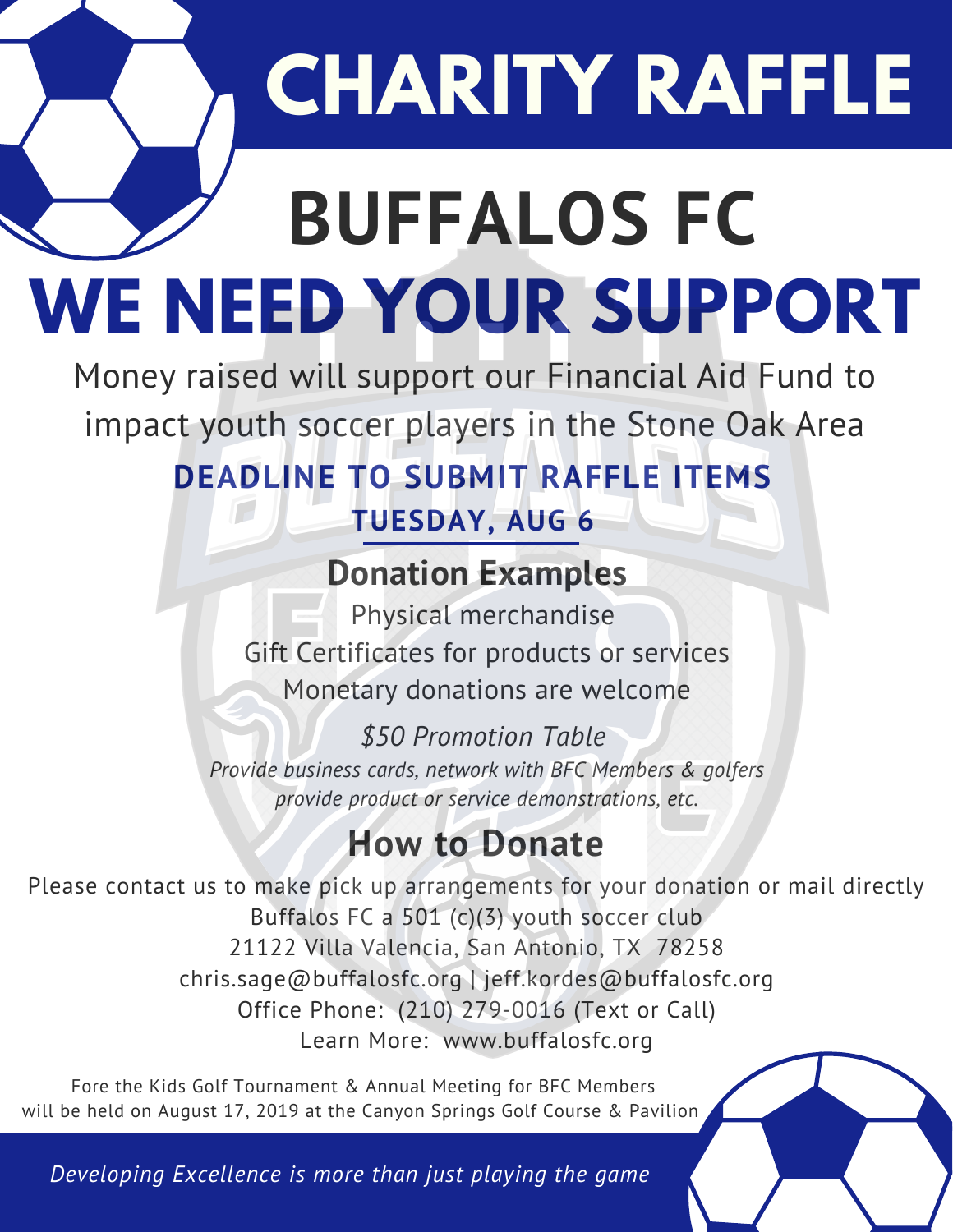# CHARITY RAFFLE

# BUFFALOS FC

# WE NEED YOUR SUPPORT

Money raised will support our Financial Aid Fund to impact youth soccer players in the Stone Oak Area

**DEADLINE TO SUBMIT RAFFLE ITEMS**

**TUESDAY, AUG 6**

## Donation Examples

Physical merchandise

Gift Certificates for products or services

Monetary donations are welcome

*$50 Promotion Table*

*Provide business cards, network with BFC Members & golfers provide product or service demonstrations, etc.*

## How to Donate

Please contact us to make pick up arrangements for your donation or mail directly

Buffalos FC a 501 (c)(3) youth soccer club

21122 Villa Valencia, San Antonio, TX 78258

chris.sage@buffalosfc.org | jeff.kordes@buffalosfc.org

Office Phone: (210) 279-0016 (Text or Call)

Learn More: www.buffalosfc.org

Fore the Kids Golf Tournament & Annual Meeting for BFC Members will be held on August 17, 2019 at the Canyon Springs Golf Course & Pavilion

*Developing Excellence is more than just playing the game*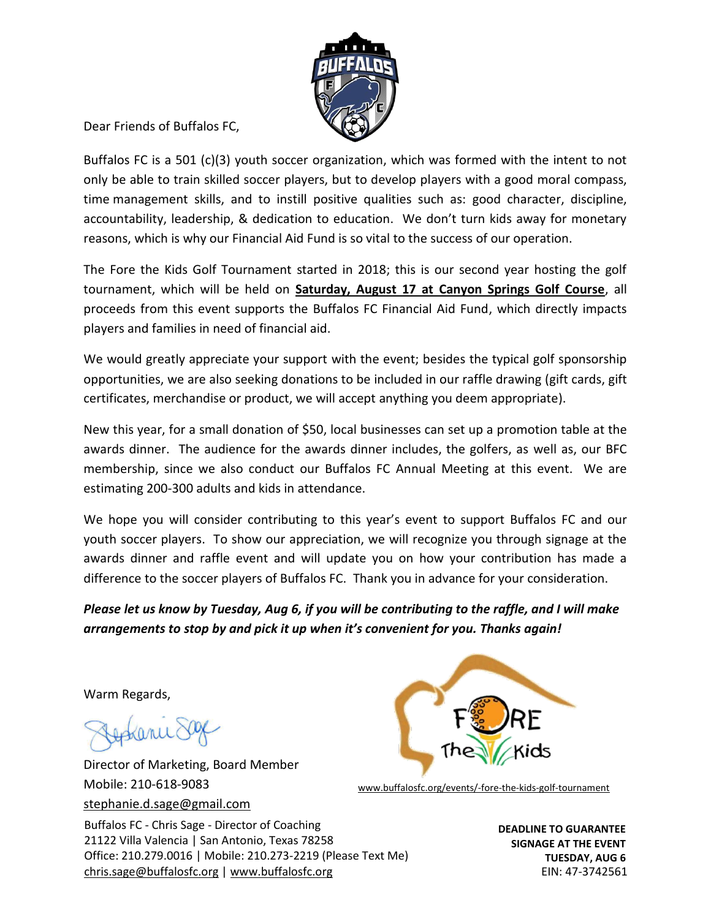Dear Friends of Buffalos FC,

Buffalos FC is a 501 (c)(3) youth soccer organization, which was formed with the intent to not only be able to train skilled soccer players, but to develop players with a good moral compass, time management skills, and to instill positive qualities such as: good character, discipline, accountability, leadership, & dedication to education. We don't turn kids away for monetary reasons, which is why our Financial Aid Fund is so vital to the success of our operation.

The Fore the Kids Golf Tournament started in 2018; this is our second year hosting the golf tournament, which will be held on **Saturday, August 17 at Canyon Springs Golf Course**, all proceeds from this event supports the Buffalos FC Financial Aid Fund, which directly impacts players and families in need of financial aid.

We would greatly appreciate your support with the event; besides the typical golf sponsorship opportunities, we are also seeking donations to be included in our raffle drawing (gift cards, gift certificates, merchandise or product, we will accept anything you deem appropriate).

New this year, for a small donation of $50, local businesses can set up a promotion table at the awards dinner. The audience for the awards dinner includes, the golfers, as well as, our BFC membership, since we also conduct our Buffalos FC Annual Meeting at this event. We are estimating 200-300 adults and kids in attendance.

We hope you will consider contributing to this year's event to support Buffalos FC and our youth soccer players. To show our appreciation, we will recognize you through signage at the awards dinner and raffle event and will update you on how your contribution has made a difference to the soccer players of Buffalos FC. Thank you in advance for your consideration.

***Please let us know by Tuesday, Aug 6, if you will be contributing to the raffle, and I will make arrangements to stop by and pick it up when it's convenient for you. Thanks again!***

Warm Regards,

Stephanie Sage

Director of Marketing, Board Member
Mobile: 210-618-9083
stephanie.d.sage@gmail.com

www.buffalosfc.org/events/-fore-the-kids-golf-tournament

Buffalos FC - Chris Sage - Director of Coaching
21122 Villa Valencia | San Antonio, Texas 78258
Office: 210.279.0016 | Mobile: 210.273-2219 (Please Text Me)
chris.sage@buffalosfc.org | www.buffalosfc.org

**DEADLINE TO GUARANTEE SIGNAGE AT THE EVENT TUESDAY, AUG 6**
EIN: 47-3742561